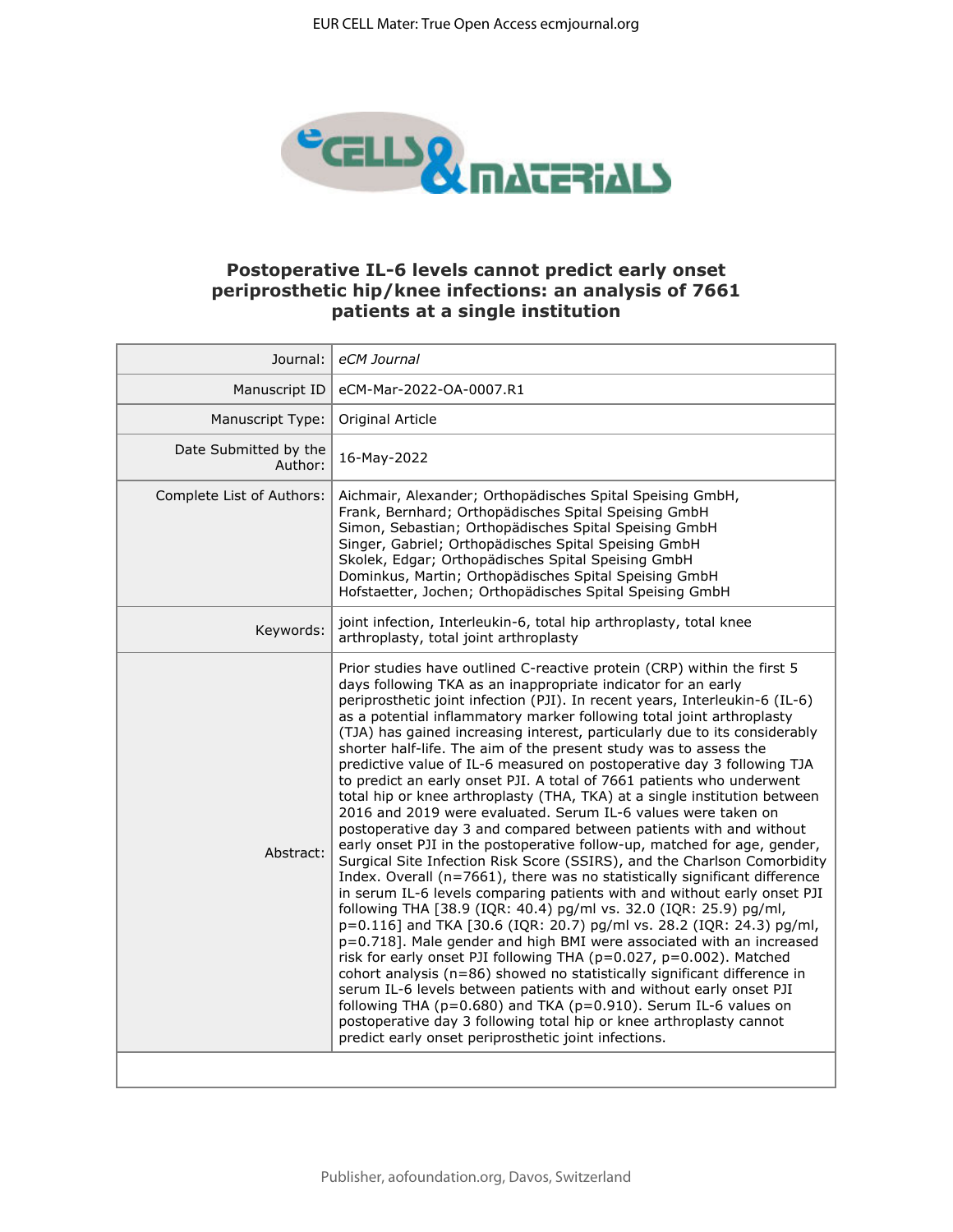# Postoperative IL-6 levels cannot predict early onset periprosthetic hip/knee infections: an analysis of 7661 patients at a single institution

| | |
|---|---|
| Journal: | *eCM Journal* |
| Manuscript ID | eCM-Mar-2022-OA-0007.R1 |
| Manuscript Type: | Original Article |
| Date Submitted by the Author: | 16-May-2022 |
| Complete List of Authors: | Aichmair, Alexander; Orthopädisches Spital Speising GmbH, Frank, Bernhard; Orthopädisches Spital Speising GmbH Simon, Sebastian; Orthopädisches Spital Speising GmbH Singer, Gabriel; Orthopädisches Spital Speising GmbH Skolek, Edgar; Orthopädisches Spital Speising GmbH Dominkus, Martin; Orthopädisches Spital Speising GmbH Hofstaetter, Jochen; Orthopädisches Spital Speising GmbH |
| Keywords: | joint infection, Interleukin-6, total hip arthroplasty, total knee arthroplasty, total joint arthroplasty |
| Abstract: | Prior studies have outlined C-reactive protein (CRP) within the first 5 days following TKA as an inappropriate indicator for an early periprosthetic joint infection (PJI). In recent years, Interleukin-6 (IL-6) as a potential inflammatory marker following total joint arthroplasty (TJA) has gained increasing interest, particularly due to its considerably shorter half-life. The aim of the present study was to assess the predictive value of IL-6 measured on postoperative day 3 following TJA to predict an early onset PJI. A total of 7661 patients who underwent total hip or knee arthroplasty (THA, TKA) at a single institution between 2016 and 2019 were evaluated. Serum IL-6 values were taken on postoperative day 3 and compared between patients with and without early onset PJI in the postoperative follow-up, matched for age, gender, Surgical Site Infection Risk Score (SSIRS), and the Charlson Comorbidity Index. Overall (n=7661), there was no statistically significant difference in serum IL-6 levels comparing patients with and without early onset PJI following THA [38.9 (IQR: 40.4) pg/ml vs. 32.0 (IQR: 25.9) pg/ml, p=0.116] and TKA [30.6 (IQR: 20.7) pg/ml vs. 28.2 (IQR: 24.3) pg/ml, p=0.718]. Male gender and high BMI were associated with an increased risk for early onset PJI following THA (p=0.027, p=0.002). Matched cohort analysis (n=86) showed no statistically significant difference in serum IL-6 levels between patients with and without early onset PJI following THA (p=0.680) and TKA (p=0.910). Serum IL-6 values on postoperative day 3 following total hip or knee arthroplasty cannot predict early onset periprosthetic joint infections. |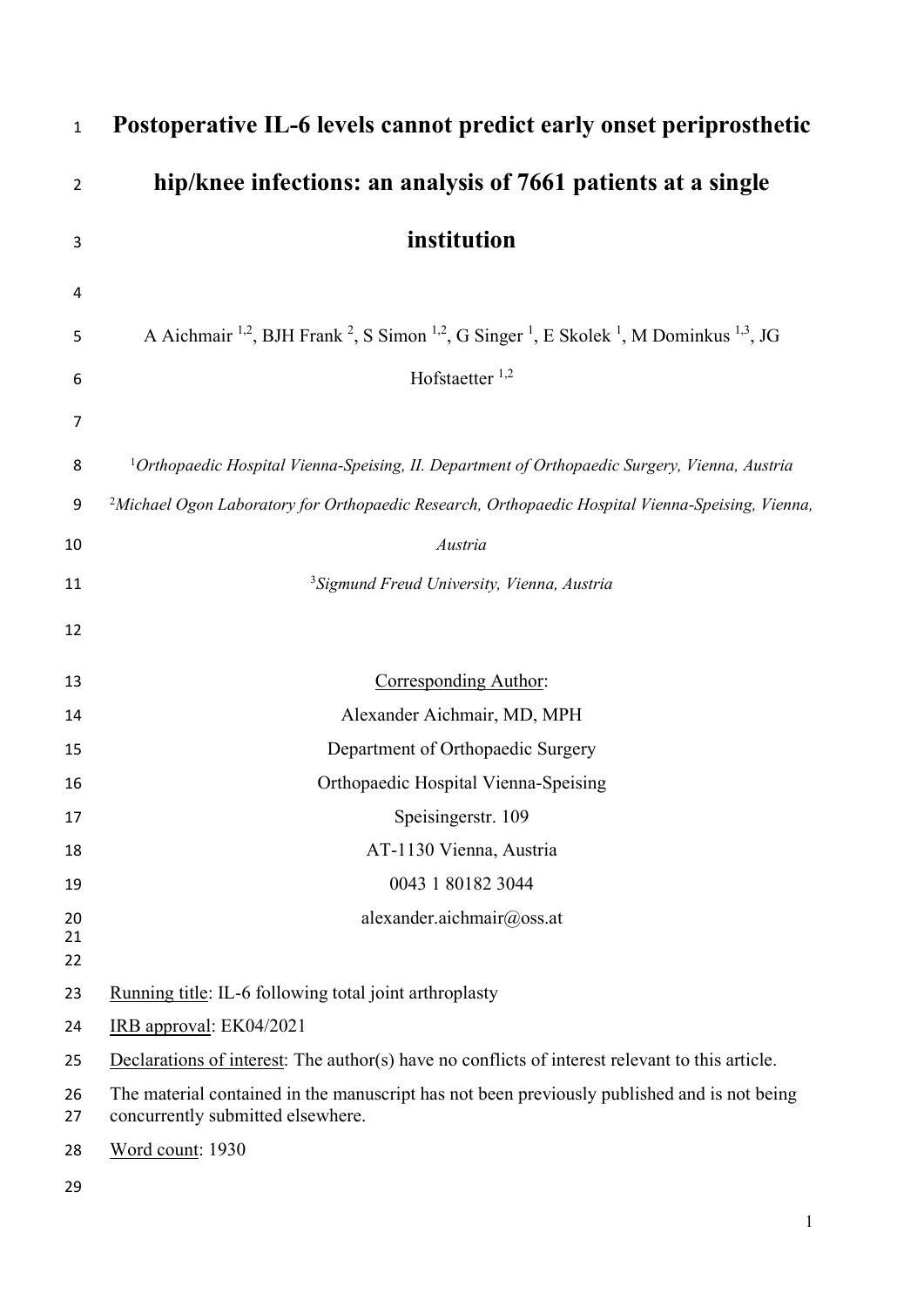# Postoperative IL-6 levels cannot predict early onset periprosthetic hip/knee infections: an analysis of 7661 patients at a single institution

A Aichmair [1,2], BJH Frank [2], S Simon [1,2], G Singer [1], E Skolek [1], M Dominkus [1,3], JG Hofstaetter [1,2]

[1] *Orthopaedic Hospital Vienna-Speising, II. Department of Orthopaedic Surgery, Vienna, Austria*

[2] *Michael Ogon Laboratory for Orthopaedic Research, Orthopaedic Hospital Vienna-Speising, Vienna, Austria*

[3] *Sigmund Freud University, Vienna, Austria*

Corresponding Author:

Alexander Aichmair, MD, MPH

Department of Orthopaedic Surgery

Orthopaedic Hospital Vienna-Speising

Speisingerstr. 109

AT-1130 Vienna, Austria

0043 1 80182 3044

alexander.aichmair@oss.at

Running title: IL-6 following total joint arthroplasty

IRB approval: EK04/2021

Declarations of interest: The author(s) have no conflicts of interest relevant to this article.

The material contained in the manuscript has not been previously published and is not being concurrently submitted elsewhere.

Word count: 1930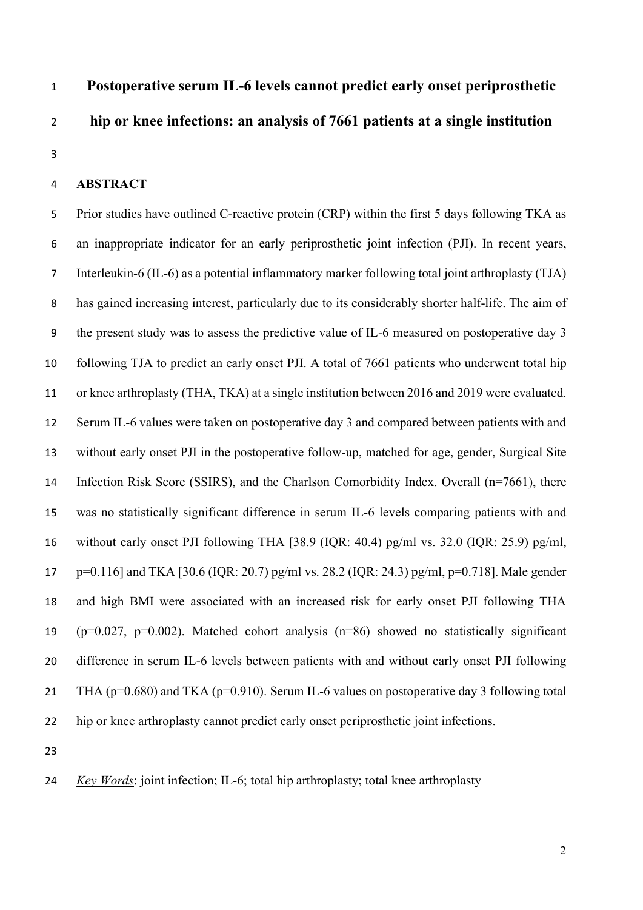# Postoperative serum IL-6 levels cannot predict early onset periprosthetic hip or knee infections: an analysis of 7661 patients at a single institution

## ABSTRACT

Prior studies have outlined C-reactive protein (CRP) within the first 5 days following TKA as an inappropriate indicator for an early periprosthetic joint infection (PJI). In recent years, Interleukin-6 (IL-6) as a potential inflammatory marker following total joint arthroplasty (TJA) has gained increasing interest, particularly due to its considerably shorter half-life. The aim of the present study was to assess the predictive value of IL-6 measured on postoperative day 3 following TJA to predict an early onset PJI. A total of 7661 patients who underwent total hip or knee arthroplasty (THA, TKA) at a single institution between 2016 and 2019 were evaluated. Serum IL-6 values were taken on postoperative day 3 and compared between patients with and without early onset PJI in the postoperative follow-up, matched for age, gender, Surgical Site Infection Risk Score (SSIRS), and the Charlson Comorbidity Index. Overall (n=7661), there was no statistically significant difference in serum IL-6 levels comparing patients with and without early onset PJI following THA [38.9 (IQR: 40.4) pg/ml vs. 32.0 (IQR: 25.9) pg/ml, p=0.116] and TKA [30.6 (IQR: 20.7) pg/ml vs. 28.2 (IQR: 24.3) pg/ml, p=0.718]. Male gender and high BMI were associated with an increased risk for early onset PJI following THA (p=0.027, p=0.002). Matched cohort analysis (n=86) showed no statistically significant difference in serum IL-6 levels between patients with and without early onset PJI following THA (p=0.680) and TKA (p=0.910). Serum IL-6 values on postoperative day 3 following total hip or knee arthroplasty cannot predict early onset periprosthetic joint infections.

*Key Words*: joint infection; IL-6; total hip arthroplasty; total knee arthroplasty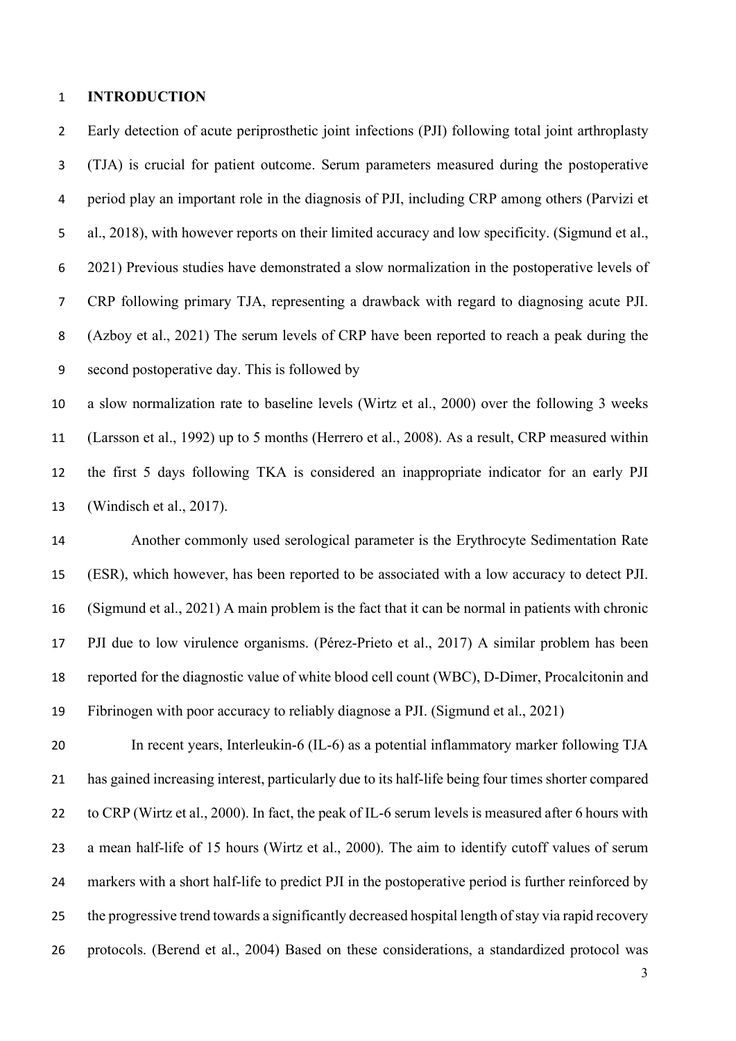# INTRODUCTION

Early detection of acute periprosthetic joint infections (PJI) following total joint arthroplasty (TJA) is crucial for patient outcome. Serum parameters measured during the postoperative period play an important role in the diagnosis of PJI, including CRP among others (Parvizi et al., 2018), with however reports on their limited accuracy and low specificity. (Sigmund et al., 2021) Previous studies have demonstrated a slow normalization in the postoperative levels of CRP following primary TJA, representing a drawback with regard to diagnosing acute PJI. (Azboy et al., 2021) The serum levels of CRP have been reported to reach a peak during the second postoperative day. This is followed by a slow normalization rate to baseline levels (Wirtz et al., 2000) over the following 3 weeks (Larsson et al., 1992) up to 5 months (Herrero et al., 2008). As a result, CRP measured within the first 5 days following TKA is considered an inappropriate indicator for an early PJI (Windisch et al., 2017).

Another commonly used serological parameter is the Erythrocyte Sedimentation Rate (ESR), which however, has been reported to be associated with a low accuracy to detect PJI. (Sigmund et al., 2021) A main problem is the fact that it can be normal in patients with chronic PJI due to low virulence organisms. (Pérez-Prieto et al., 2017) A similar problem has been reported for the diagnostic value of white blood cell count (WBC), D-Dimer, Procalcitonin and Fibrinogen with poor accuracy to reliably diagnose a PJI. (Sigmund et al., 2021)

In recent years, Interleukin-6 (IL-6) as a potential inflammatory marker following TJA has gained increasing interest, particularly due to its half-life being four times shorter compared to CRP (Wirtz et al., 2000). In fact, the peak of IL-6 serum levels is measured after 6 hours with a mean half-life of 15 hours (Wirtz et al., 2000). The aim to identify cutoff values of serum markers with a short half-life to predict PJI in the postoperative period is further reinforced by the progressive trend towards a significantly decreased hospital length of stay via rapid recovery protocols. (Berend et al., 2004) Based on these considerations, a standardized protocol was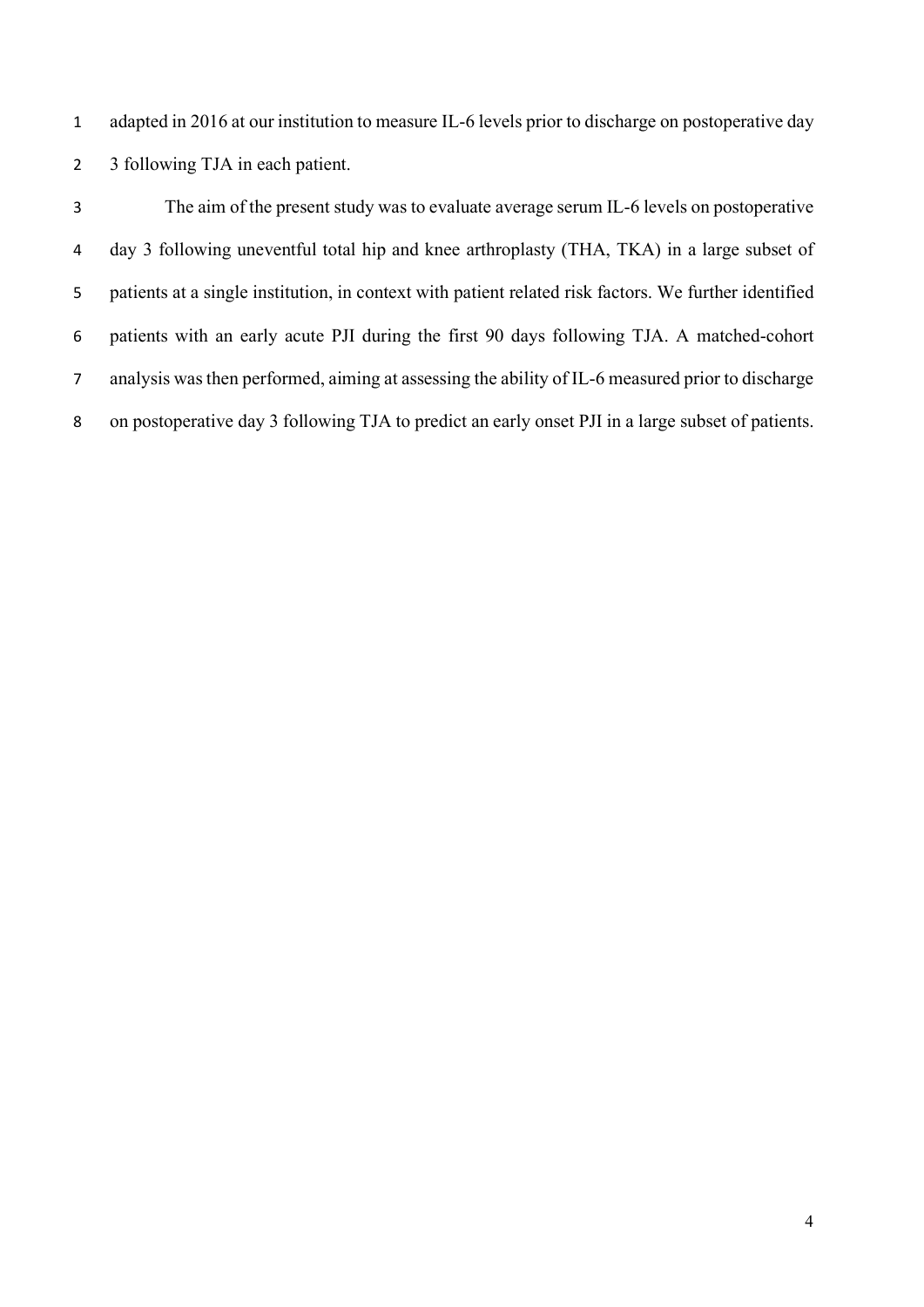adapted in 2016 at our institution to measure IL-6 levels prior to discharge on postoperative day 3 following TJA in each patient.

The aim of the present study was to evaluate average serum IL-6 levels on postoperative day 3 following uneventful total hip and knee arthroplasty (THA, TKA) in a large subset of patients at a single institution, in context with patient related risk factors. We further identified patients with an early acute PJI during the first 90 days following TJA. A matched-cohort analysis was then performed, aiming at assessing the ability of IL-6 measured prior to discharge on postoperative day 3 following TJA to predict an early onset PJI in a large subset of patients.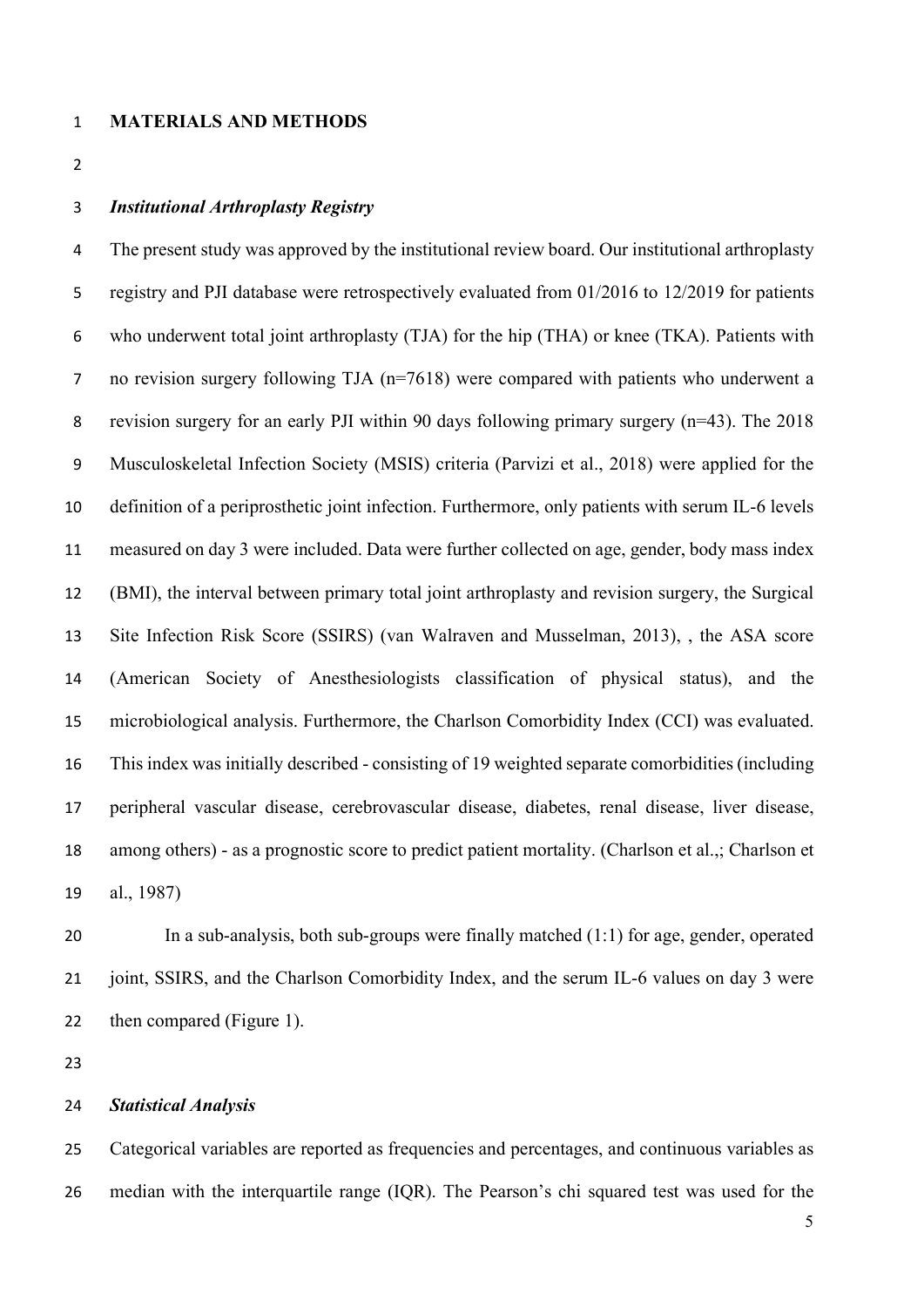## MATERIALS AND METHODS

### *Institutional Arthroplasty Registry*

The present study was approved by the institutional review board. Our institutional arthroplasty registry and PJI database were retrospectively evaluated from 01/2016 to 12/2019 for patients who underwent total joint arthroplasty (TJA) for the hip (THA) or knee (TKA). Patients with no revision surgery following TJA (n=7618) were compared with patients who underwent a revision surgery for an early PJI within 90 days following primary surgery (n=43). The 2018 Musculoskeletal Infection Society (MSIS) criteria (Parvizi et al., 2018) were applied for the definition of a periprosthetic joint infection. Furthermore, only patients with serum IL-6 levels measured on day 3 were included. Data were further collected on age, gender, body mass index (BMI), the interval between primary total joint arthroplasty and revision surgery, the Surgical Site Infection Risk Score (SSIRS) (van Walraven and Musselman, 2013), , the ASA score (American Society of Anesthesiologists classification of physical status), and the microbiological analysis. Furthermore, the Charlson Comorbidity Index (CCI) was evaluated. This index was initially described - consisting of 19 weighted separate comorbidities (including peripheral vascular disease, cerebrovascular disease, diabetes, renal disease, liver disease, among others) - as a prognostic score to predict patient mortality. (Charlson et al.,; Charlson et al., 1987)

In a sub-analysis, both sub-groups were finally matched (1:1) for age, gender, operated joint, SSIRS, and the Charlson Comorbidity Index, and the serum IL-6 values on day 3 were then compared (Figure 1).

### *Statistical Analysis*

Categorical variables are reported as frequencies and percentages, and continuous variables as median with the interquartile range (IQR). The Pearson's chi squared test was used for the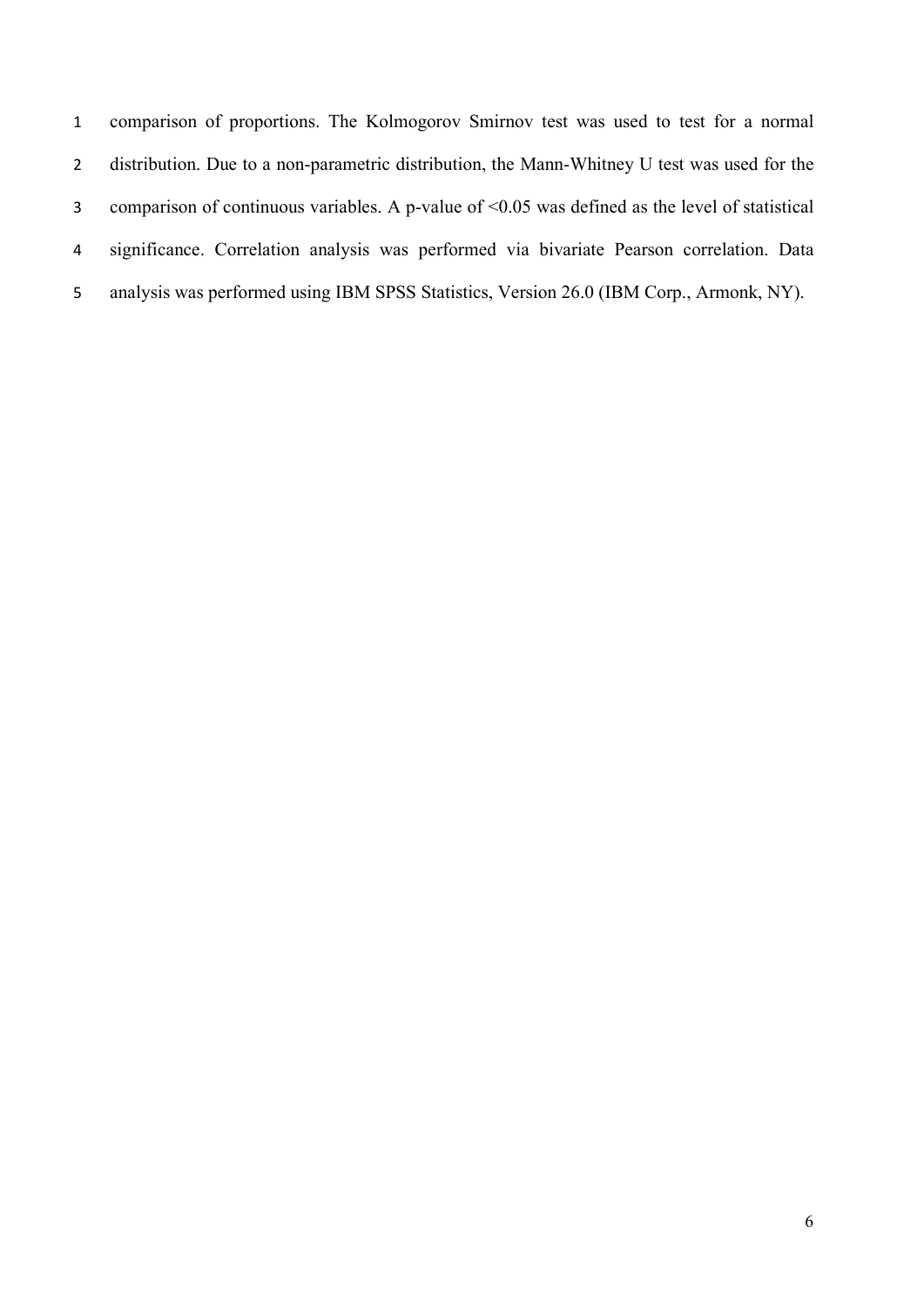comparison of proportions. The Kolmogorov Smirnov test was used to test for a normal distribution. Due to a non-parametric distribution, the Mann-Whitney U test was used for the comparison of continuous variables. A p-value of $<0.05$ was defined as the level of statistical significance. Correlation analysis was performed via bivariate Pearson correlation. Data analysis was performed using IBM SPSS Statistics, Version 26.0 (IBM Corp., Armonk, NY).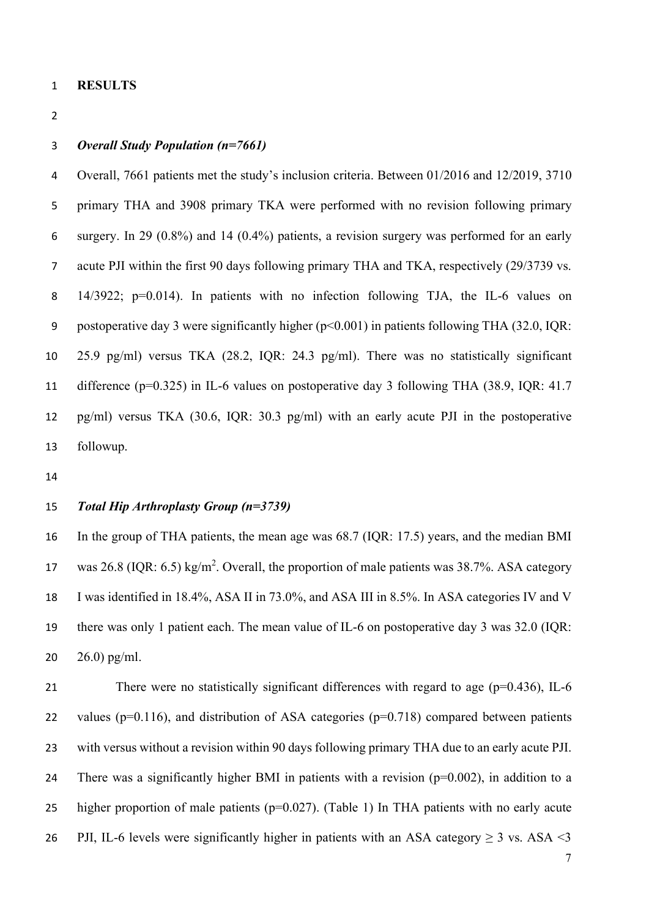## RESULTS

### *Overall Study Population (n=7661)*

Overall, 7661 patients met the study's inclusion criteria. Between 01/2016 and 12/2019, 3710 primary THA and 3908 primary TKA were performed with no revision following primary surgery. In 29 (0.8%) and 14 (0.4%) patients, a revision surgery was performed for an early acute PJI within the first 90 days following primary THA and TKA, respectively (29/3739 vs. 14/3922; p=0.014). In patients with no infection following TJA, the IL-6 values on postoperative day 3 were significantly higher (p<0.001) in patients following THA (32.0, IQR: 25.9 pg/ml) versus TKA (28.2, IQR: 24.3 pg/ml). There was no statistically significant difference (p=0.325) in IL-6 values on postoperative day 3 following THA (38.9, IQR: 41.7 pg/ml) versus TKA (30.6, IQR: 30.3 pg/ml) with an early acute PJI in the postoperative followup.

### *Total Hip Arthroplasty Group (n=3739)*

In the group of THA patients, the mean age was 68.7 (IQR: 17.5) years, and the median BMI was 26.8 (IQR: 6.5) kg/m$^2$. Overall, the proportion of male patients was 38.7%. ASA category I was identified in 18.4%, ASA II in 73.0%, and ASA III in 8.5%. In ASA categories IV and V there was only 1 patient each. The mean value of IL-6 on postoperative day 3 was 32.0 (IQR: 26.0) pg/ml.

There were no statistically significant differences with regard to age (p=0.436), IL-6 values (p=0.116), and distribution of ASA categories (p=0.718) compared between patients with versus without a revision within 90 days following primary THA due to an early acute PJI. There was a significantly higher BMI in patients with a revision (p=0.002), in addition to a higher proportion of male patients (p=0.027). (Table 1) In THA patients with no early acute PJI, IL-6 levels were significantly higher in patients with an ASA category ≥ 3 vs. ASA <3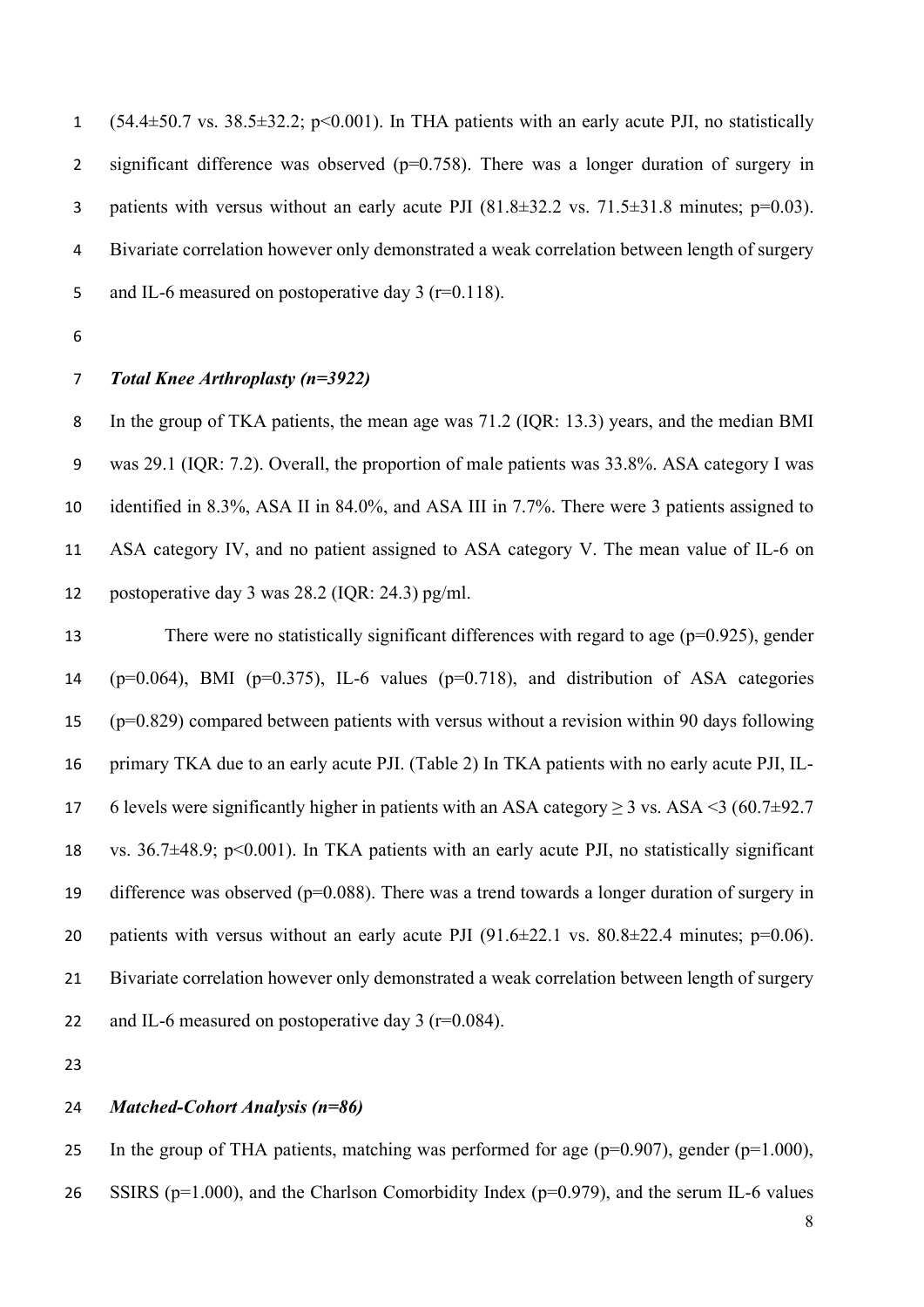(54.4±50.7 vs. 38.5±32.2; $p<0.001$). In THA patients with an early acute PJI, no statistically significant difference was observed ($p=0.758$). There was a longer duration of surgery in patients with versus without an early acute PJI (81.8±32.2 vs. 71.5±31.8 minutes; $p=0.03$). Bivariate correlation however only demonstrated a weak correlation between length of surgery and IL-6 measured on postoperative day 3 ($r=0.118$).

### *Total Knee Arthroplasty (n=3922)*

In the group of TKA patients, the mean age was 71.2 (IQR: 13.3) years, and the median BMI was 29.1 (IQR: 7.2). Overall, the proportion of male patients was 33.8%. ASA category I was identified in 8.3%, ASA II in 84.0%, and ASA III in 7.7%. There were 3 patients assigned to ASA category IV, and no patient assigned to ASA category V. The mean value of IL-6 on postoperative day 3 was 28.2 (IQR: 24.3) pg/ml.

There were no statistically significant differences with regard to age ($p=0.925$), gender ($p=0.064$), BMI ($p=0.375$), IL-6 values ($p=0.718$), and distribution of ASA categories ($p=0.829$) compared between patients with versus without a revision within 90 days following primary TKA due to an early acute PJI. (Table 2) In TKA patients with no early acute PJI, IL-6 levels were significantly higher in patients with an ASA category ≥ 3 vs. ASA <3 (60.7±92.7 vs. 36.7±48.9; $p<0.001$). In TKA patients with an early acute PJI, no statistically significant difference was observed ($p=0.088$). There was a trend towards a longer duration of surgery in patients with versus without an early acute PJI (91.6±22.1 vs. 80.8±22.4 minutes; $p=0.06$). Bivariate correlation however only demonstrated a weak correlation between length of surgery and IL-6 measured on postoperative day 3 ($r=0.084$).

### *Matched-Cohort Analysis (n=86)*

In the group of THA patients, matching was performed for age ($p=0.907$), gender ($p=1.000$), SSIRS ($p=1.000$), and the Charlson Comorbidity Index ($p=0.979$), and the serum IL-6 values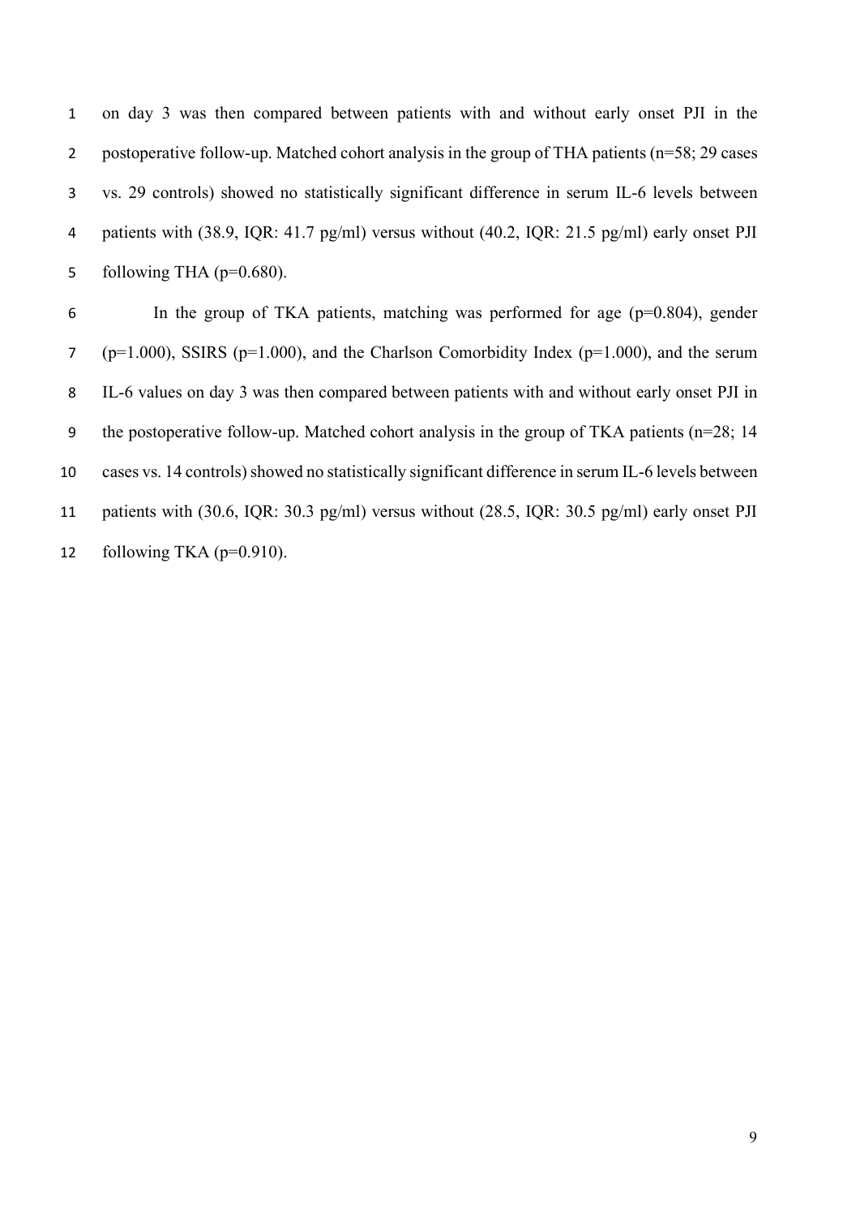on day 3 was then compared between patients with and without early onset PJI in the postoperative follow-up. Matched cohort analysis in the group of THA patients (n=58; 29 cases vs. 29 controls) showed no statistically significant difference in serum IL-6 levels between patients with (38.9, IQR: 41.7 pg/ml) versus without (40.2, IQR: 21.5 pg/ml) early onset PJI following THA (p=0.680).

In the group of TKA patients, matching was performed for age (p=0.804), gender (p=1.000), SSIRS (p=1.000), and the Charlson Comorbidity Index (p=1.000), and the serum IL-6 values on day 3 was then compared between patients with and without early onset PJI in the postoperative follow-up. Matched cohort analysis in the group of TKA patients (n=28; 14 cases vs. 14 controls) showed no statistically significant difference in serum IL-6 levels between patients with (30.6, IQR: 30.3 pg/ml) versus without (28.5, IQR: 30.5 pg/ml) early onset PJI following TKA (p=0.910).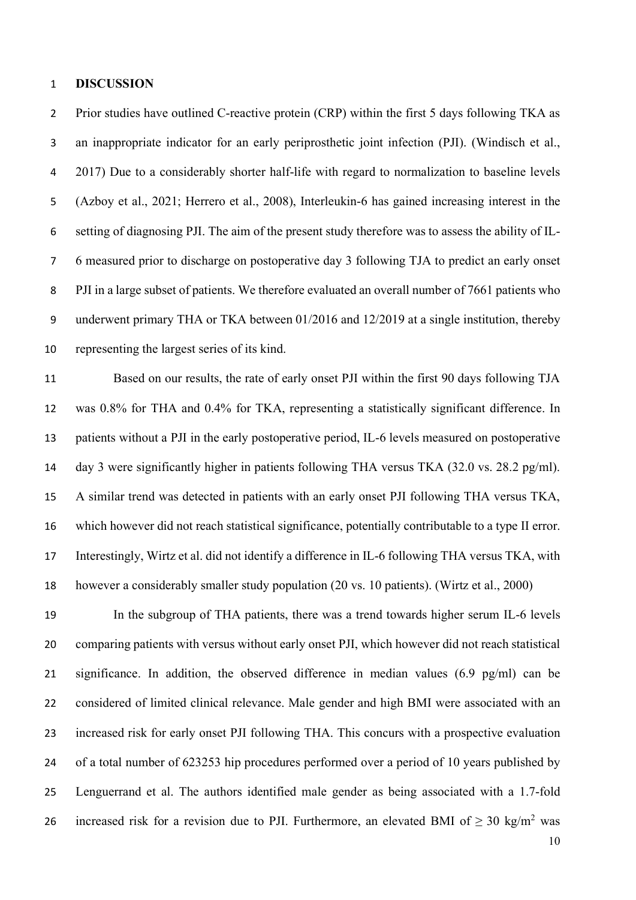# DISCUSSION

Prior studies have outlined C-reactive protein (CRP) within the first 5 days following TKA as an inappropriate indicator for an early periprosthetic joint infection (PJI). (Windisch et al., 2017) Due to a considerably shorter half-life with regard to normalization to baseline levels (Azboy et al., 2021; Herrero et al., 2008), Interleukin-6 has gained increasing interest in the setting of diagnosing PJI. The aim of the present study therefore was to assess the ability of IL-6 measured prior to discharge on postoperative day 3 following TJA to predict an early onset PJI in a large subset of patients. We therefore evaluated an overall number of 7661 patients who underwent primary THA or TKA between 01/2016 and 12/2019 at a single institution, thereby representing the largest series of its kind.

Based on our results, the rate of early onset PJI within the first 90 days following TJA was 0.8% for THA and 0.4% for TKA, representing a statistically significant difference. In patients without a PJI in the early postoperative period, IL-6 levels measured on postoperative day 3 were significantly higher in patients following THA versus TKA (32.0 vs. 28.2 pg/ml). A similar trend was detected in patients with an early onset PJI following THA versus TKA, which however did not reach statistical significance, potentially contributable to a type II error. Interestingly, Wirtz et al. did not identify a difference in IL-6 following THA versus TKA, with however a considerably smaller study population (20 vs. 10 patients). (Wirtz et al., 2000)

In the subgroup of THA patients, there was a trend towards higher serum IL-6 levels comparing patients with versus without early onset PJI, which however did not reach statistical significance. In addition, the observed difference in median values (6.9 pg/ml) can be considered of limited clinical relevance. Male gender and high BMI were associated with an increased risk for early onset PJI following THA. This concurs with a prospective evaluation of a total number of 623253 hip procedures performed over a period of 10 years published by Lenguerrand et al. The authors identified male gender as being associated with a 1.7-fold increased risk for a revision due to PJI. Furthermore, an elevated BMI of $\geq 30$ kg/m$^2$ was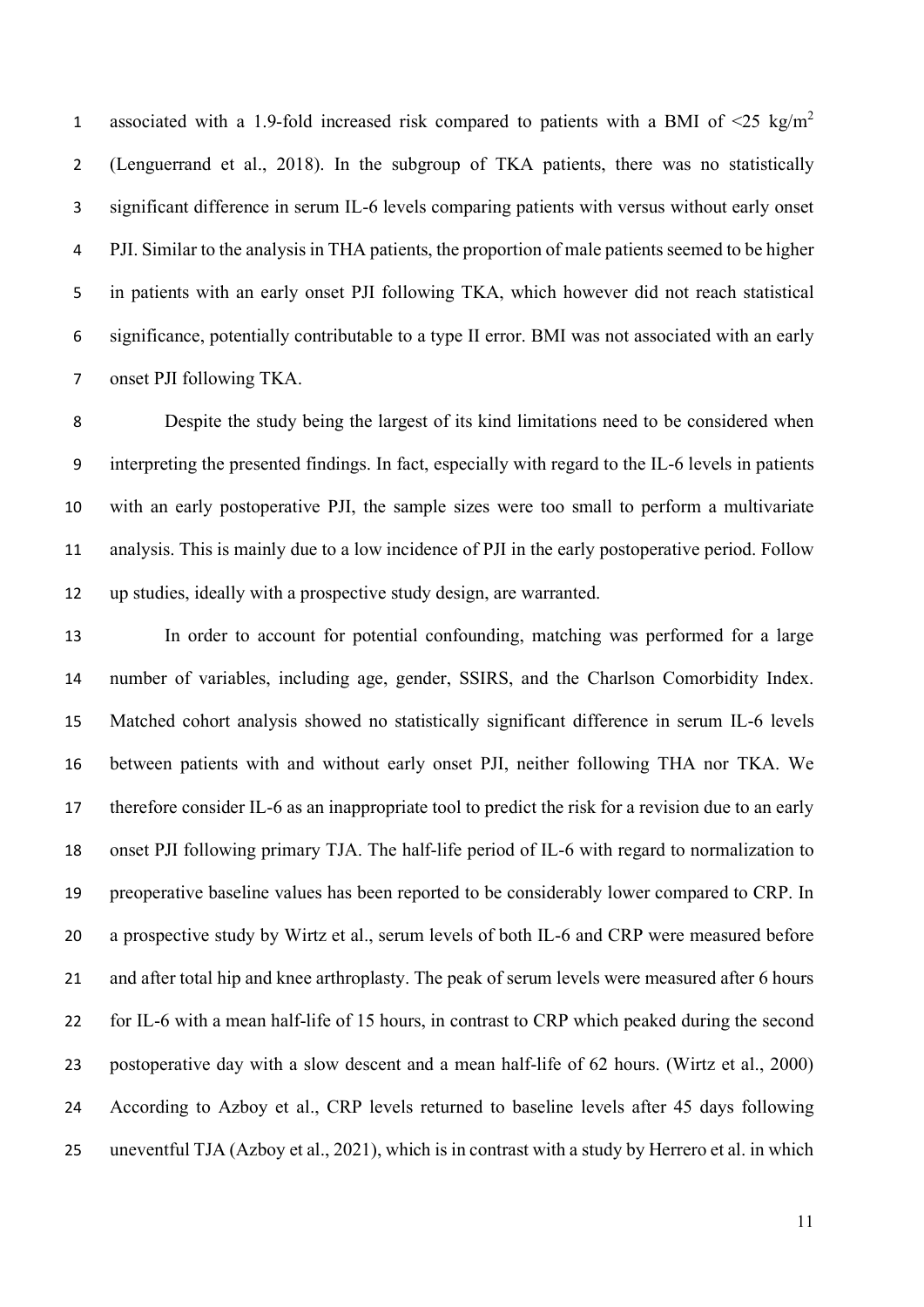associated with a 1.9-fold increased risk compared to patients with a BMI of <25 kg/m$^2$ (Lenguerrand et al., 2018). In the subgroup of TKA patients, there was no statistically significant difference in serum IL-6 levels comparing patients with versus without early onset PJI. Similar to the analysis in THA patients, the proportion of male patients seemed to be higher in patients with an early onset PJI following TKA, which however did not reach statistical significance, potentially contributable to a type II error. BMI was not associated with an early onset PJI following TKA.

Despite the study being the largest of its kind limitations need to be considered when interpreting the presented findings. In fact, especially with regard to the IL-6 levels in patients with an early postoperative PJI, the sample sizes were too small to perform a multivariate analysis. This is mainly due to a low incidence of PJI in the early postoperative period. Follow up studies, ideally with a prospective study design, are warranted.

In order to account for potential confounding, matching was performed for a large number of variables, including age, gender, SSIRS, and the Charlson Comorbidity Index. Matched cohort analysis showed no statistically significant difference in serum IL-6 levels between patients with and without early onset PJI, neither following THA nor TKA. We therefore consider IL-6 as an inappropriate tool to predict the risk for a revision due to an early onset PJI following primary TJA. The half-life period of IL-6 with regard to normalization to preoperative baseline values has been reported to be considerably lower compared to CRP. In a prospective study by Wirtz et al., serum levels of both IL-6 and CRP were measured before and after total hip and knee arthroplasty. The peak of serum levels were measured after 6 hours for IL-6 with a mean half-life of 15 hours, in contrast to CRP which peaked during the second postoperative day with a slow descent and a mean half-life of 62 hours. (Wirtz et al., 2000) According to Azboy et al., CRP levels returned to baseline levels after 45 days following uneventful TJA (Azboy et al., 2021), which is in contrast with a study by Herrero et al. in which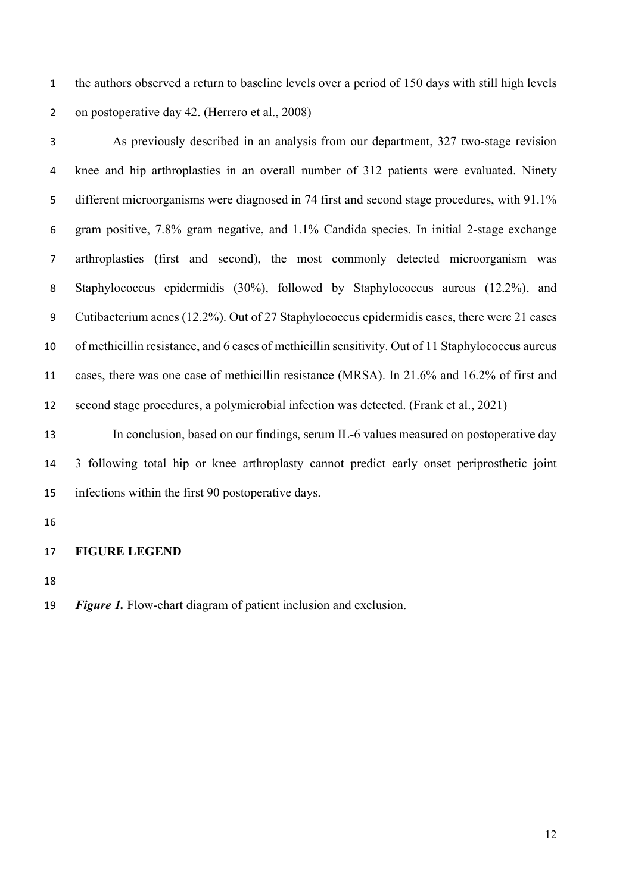the authors observed a return to baseline levels over a period of 150 days with still high levels on postoperative day 42. (Herrero et al., 2008)

As previously described in an analysis from our department, 327 two-stage revision knee and hip arthroplasties in an overall number of 312 patients were evaluated. Ninety different microorganisms were diagnosed in 74 first and second stage procedures, with 91.1% gram positive, 7.8% gram negative, and 1.1% Candida species. In initial 2-stage exchange arthroplasties (first and second), the most commonly detected microorganism was Staphylococcus epidermidis (30%), followed by Staphylococcus aureus (12.2%), and Cutibacterium acnes (12.2%). Out of 27 Staphylococcus epidermidis cases, there were 21 cases of methicillin resistance, and 6 cases of methicillin sensitivity. Out of 11 Staphylococcus aureus cases, there was one case of methicillin resistance (MRSA). In 21.6% and 16.2% of first and second stage procedures, a polymicrobial infection was detected. (Frank et al., 2021)

In conclusion, based on our findings, serum IL-6 values measured on postoperative day 3 following total hip or knee arthroplasty cannot predict early onset periprosthetic joint infections within the first 90 postoperative days.

## FIGURE LEGEND

***Figure 1.*** Flow-chart diagram of patient inclusion and exclusion.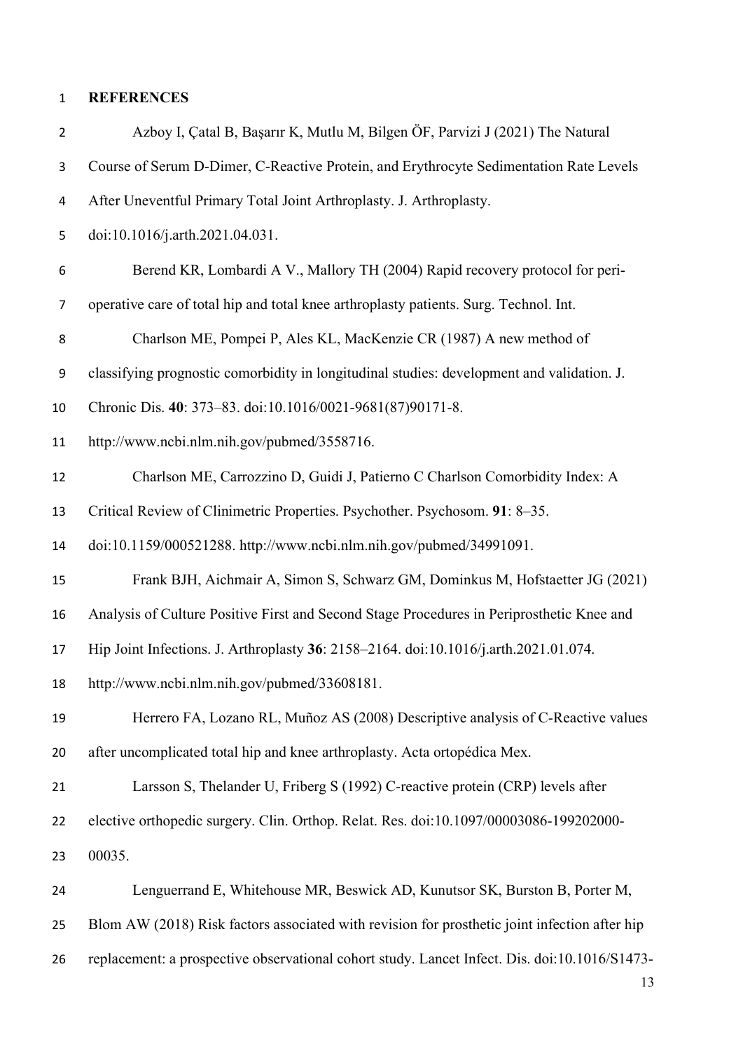## REFERENCES

Azboy I, Çatal B, Başarır K, Mutlu M, Bilgen ÖF, Parvizi J (2021) The Natural Course of Serum D-Dimer, C-Reactive Protein, and Erythrocyte Sedimentation Rate Levels After Uneventful Primary Total Joint Arthroplasty. J. Arthroplasty. doi:10.1016/j.arth.2021.04.031.

Berend KR, Lombardi A V., Mallory TH (2004) Rapid recovery protocol for peri-operative care of total hip and total knee arthroplasty patients. Surg. Technol. Int.

Charlson ME, Pompei P, Ales KL, MacKenzie CR (1987) A new method of classifying prognostic comorbidity in longitudinal studies: development and validation. J. Chronic Dis. **40**: 373–83. doi:10.1016/0021-9681(87)90171-8. http://www.ncbi.nlm.nih.gov/pubmed/3558716.

Charlson ME, Carrozzino D, Guidi J, Patierno C Charlson Comorbidity Index: A Critical Review of Clinimetric Properties. Psychother. Psychosom. **91**: 8–35. doi:10.1159/000521288. http://www.ncbi.nlm.nih.gov/pubmed/34991091.

Frank BJH, Aichmair A, Simon S, Schwarz GM, Dominkus M, Hofstaetter JG (2021) Analysis of Culture Positive First and Second Stage Procedures in Periprosthetic Knee and Hip Joint Infections. J. Arthroplasty **36**: 2158–2164. doi:10.1016/j.arth.2021.01.074. http://www.ncbi.nlm.nih.gov/pubmed/33608181.

Herrero FA, Lozano RL, Muñoz AS (2008) Descriptive analysis of C-Reactive values after uncomplicated total hip and knee arthroplasty. Acta ortopédica Mex.

Larsson S, Thelander U, Friberg S (1992) C-reactive protein (CRP) levels after elective orthopedic surgery. Clin. Orthop. Relat. Res. doi:10.1097/00003086-199202000-00035.

Lenguerrand E, Whitehouse MR, Beswick AD, Kunutsor SK, Burston B, Porter M, Blom AW (2018) Risk factors associated with revision for prosthetic joint infection after hip replacement: a prospective observational cohort study. Lancet Infect. Dis. doi:10.1016/S1473-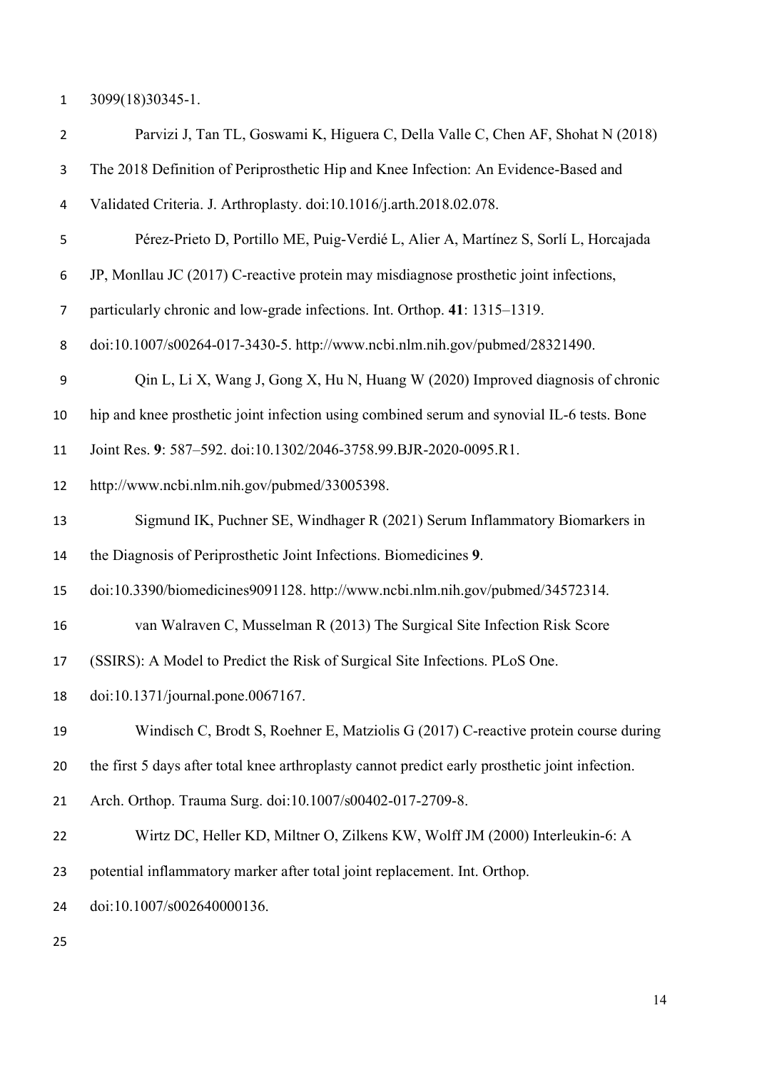3099(18)30345-1.

Parvizi J, Tan TL, Goswami K, Higuera C, Della Valle C, Chen AF, Shohat N (2018) The 2018 Definition of Periprosthetic Hip and Knee Infection: An Evidence-Based and Validated Criteria. J. Arthroplasty. doi:10.1016/j.arth.2018.02.078.

Pérez-Prieto D, Portillo ME, Puig-Verdié L, Alier A, Martínez S, Sorlí L, Horcajada JP, Monllau JC (2017) C-reactive protein may misdiagnose prosthetic joint infections, particularly chronic and low-grade infections. Int. Orthop. **41**: 1315–1319. doi:10.1007/s00264-017-3430-5. http://www.ncbi.nlm.nih.gov/pubmed/28321490.

Qin L, Li X, Wang J, Gong X, Hu N, Huang W (2020) Improved diagnosis of chronic hip and knee prosthetic joint infection using combined serum and synovial IL-6 tests. Bone Joint Res. **9**: 587–592. doi:10.1302/2046-3758.99.BJR-2020-0095.R1. http://www.ncbi.nlm.nih.gov/pubmed/33005398.

Sigmund IK, Puchner SE, Windhager R (2021) Serum Inflammatory Biomarkers in the Diagnosis of Periprosthetic Joint Infections. Biomedicines **9**. doi:10.3390/biomedicines9091128. http://www.ncbi.nlm.nih.gov/pubmed/34572314.

van Walraven C, Musselman R (2013) The Surgical Site Infection Risk Score (SSIRS): A Model to Predict the Risk of Surgical Site Infections. PLoS One. doi:10.1371/journal.pone.0067167.

Windisch C, Brodt S, Roehner E, Matziolis G (2017) C-reactive protein course during the first 5 days after total knee arthroplasty cannot predict early prosthetic joint infection. Arch. Orthop. Trauma Surg. doi:10.1007/s00402-017-2709-8.

Wirtz DC, Heller KD, Miltner O, Zilkens KW, Wolff JM (2000) Interleukin-6: A potential inflammatory marker after total joint replacement. Int. Orthop. doi:10.1007/s002640000136.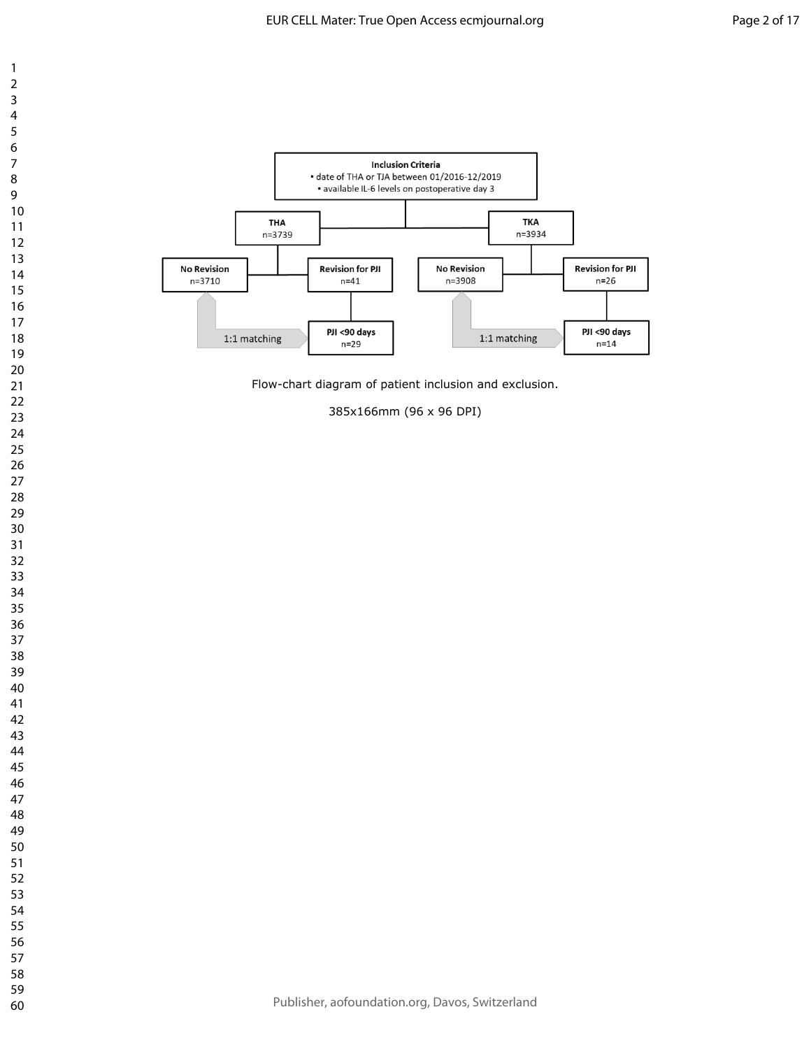**Inclusion Criteria**
- date of THA or TJA between 01/2016-12/2019
- available IL-6 levels on postoperative day 3

**THA** n=3739

**TKA** n=3934

**No Revision** n=3710

**Revision for PJI** n=41

**No Revision** n=3908

**Revision for PJI** n=26

1:1 matching

**PJI <90 days** n=29

1:1 matching

**PJI <90 days** n=14

Flow-chart diagram of patient inclusion and exclusion.

385x166mm (96 x 96 DPI)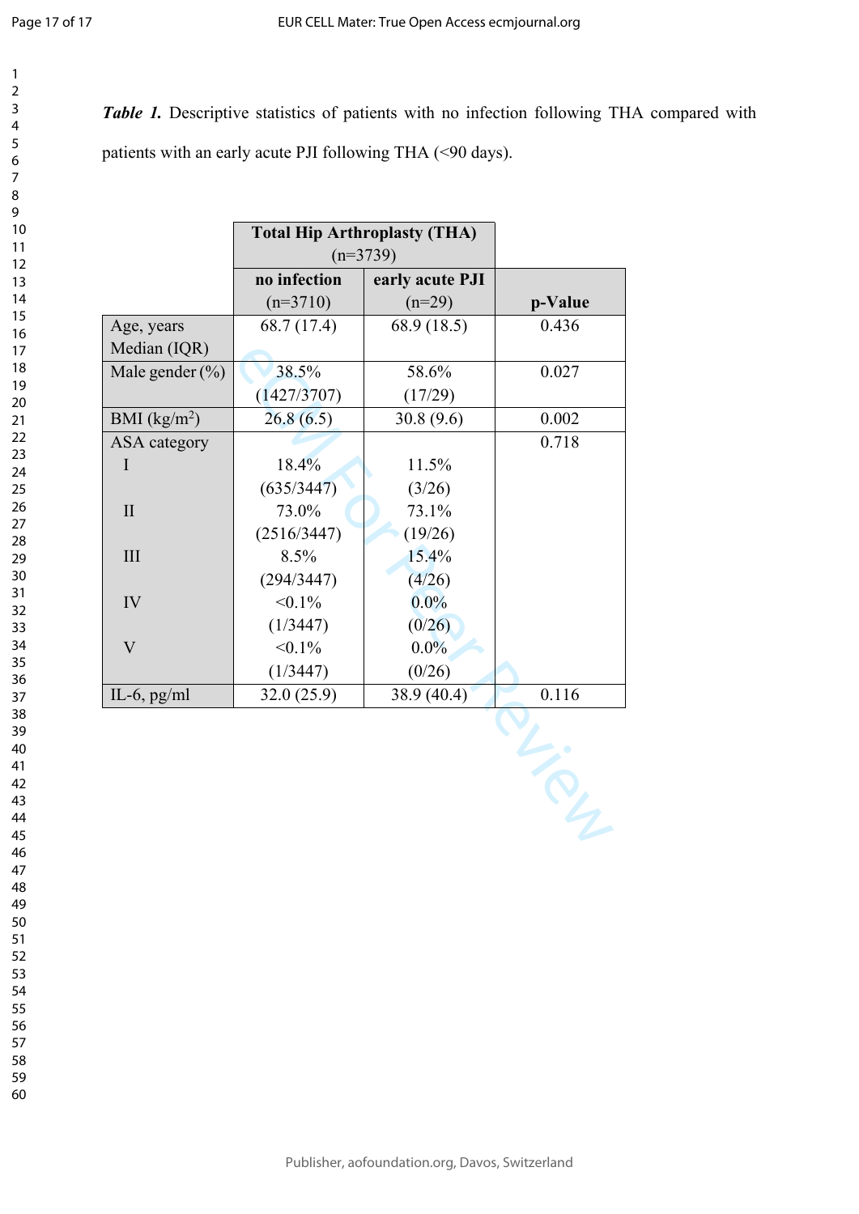***Table 1.*** Descriptive statistics of patients with no infection following THA compared with patients with an early acute PJI following THA (<90 days).

| | Total Hip Arthroplasty (THA) (n=3739) | | |
|---|---|---|---|
| | no infection (n=3710) | early acute PJI (n=29) | p-Value |
| Age, years Median (IQR) | 68.7 (17.4) | 68.9 (18.5) | 0.436 |
| Male gender (%) | 38.5% (1427/3707) | 58.6% (17/29) | 0.027 |
| BMI (kg/m$^2$) | 26.8 (6.5) | 30.8 (9.6) | 0.002 |
| ASA category | | | 0.718 |
| I | 18.4% (635/3447) | 11.5% (3/26) | |
| II | 73.0% (2516/3447) | 73.1% (19/26) | |
| III | 8.5% (294/3447) | 15.4% (4/26) | |
| IV | <0.1% (1/3447) | 0.0% (0/26) | |
| V | <0.1% (1/3447) | 0.0% (0/26) | |
| IL-6, pg/ml | 32.0 (25.9) | 38.9 (40.4) | 0.116 |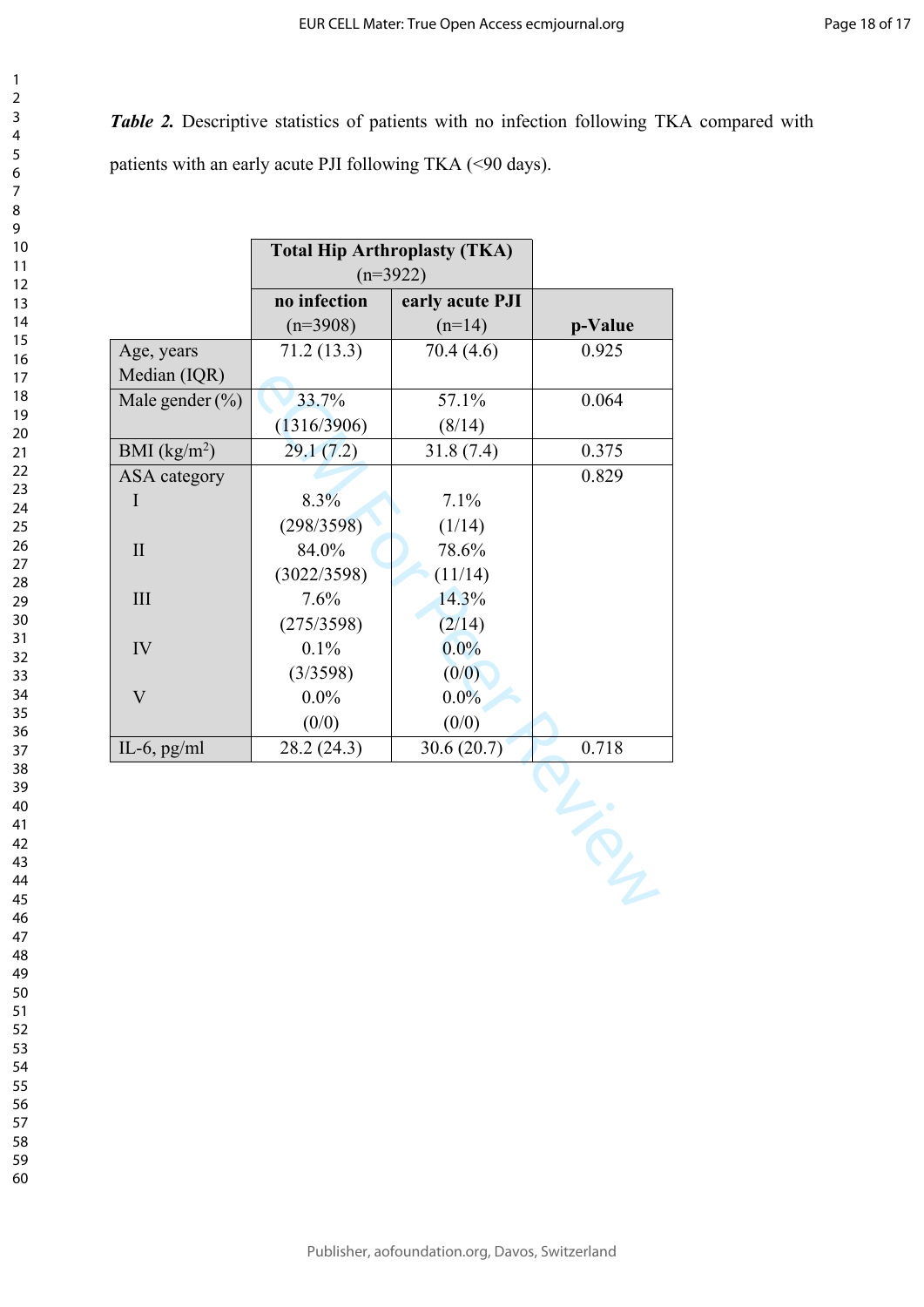***Table 2.*** Descriptive statistics of patients with no infection following TKA compared with patients with an early acute PJI following TKA (<90 days).

| | **Total Hip Arthroplasty (TKA)** (n=3922) | | |
|---|---|---|---|
| | **no infection** (n=3908) | **early acute PJI** (n=14) | **p-Value** |
| Age, years Median (IQR) | 71.2 (13.3) | 70.4 (4.6) | 0.925 |
| Male gender (%) | 33.7% (1316/3906) | 57.1% (8/14) | 0.064 |
| BMI (kg/m$^2$) | 29.1 (7.2) | 31.8 (7.4) | 0.375 |
| ASA category | | | 0.829 |
| I | 8.3% (298/3598) | 7.1% (1/14) | |
| II | 84.0% (3022/3598) | 78.6% (11/14) | |
| III | 7.6% (275/3598) | 14.3% (2/14) | |
| IV | 0.1% (3/3598) | 0.0% (0/0) | |
| V | 0.0% (0/0) | 0.0% (0/0) | |
| IL-6, pg/ml | 28.2 (24.3) | 30.6 (20.7) | 0.718 |